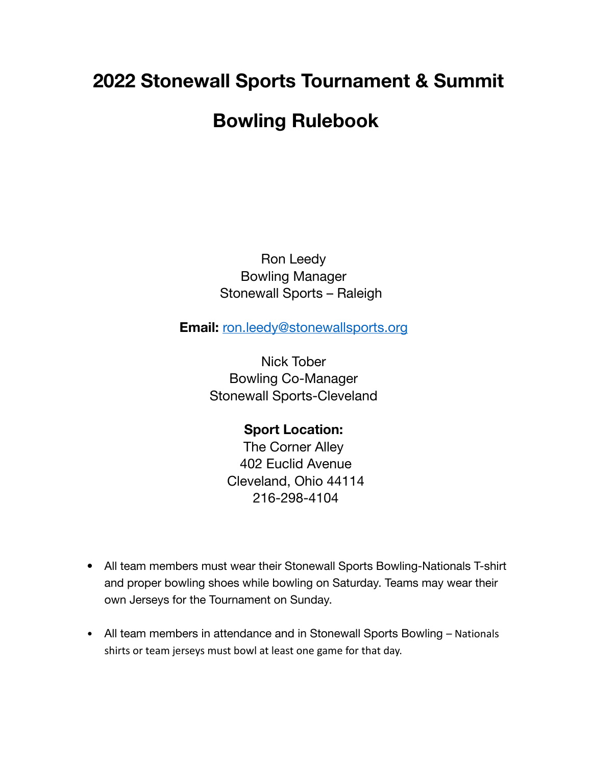# 2022 Stonewall Sports Tournament & Summit

# Bowling Rulebook

Ron Leedy
Bowling Manager
Stonewall Sports – Raleigh

**Email:** ron.leedy@stonewallsports.org

Nick Tober
Bowling Co-Manager
Stonewall Sports-Cleveland

**Sport Location:**
The Corner Alley
402 Euclid Avenue
Cleveland, Ohio 44114
216-298-4104

- All team members must wear their Stonewall Sports Bowling-Nationals T-shirt and proper bowling shoes while bowling on Saturday. Teams may wear their own Jerseys for the Tournament on Sunday.
- All team members in attendance and in Stonewall Sports Bowling – Nationals shirts or team jerseys must bowl at least one game for that day.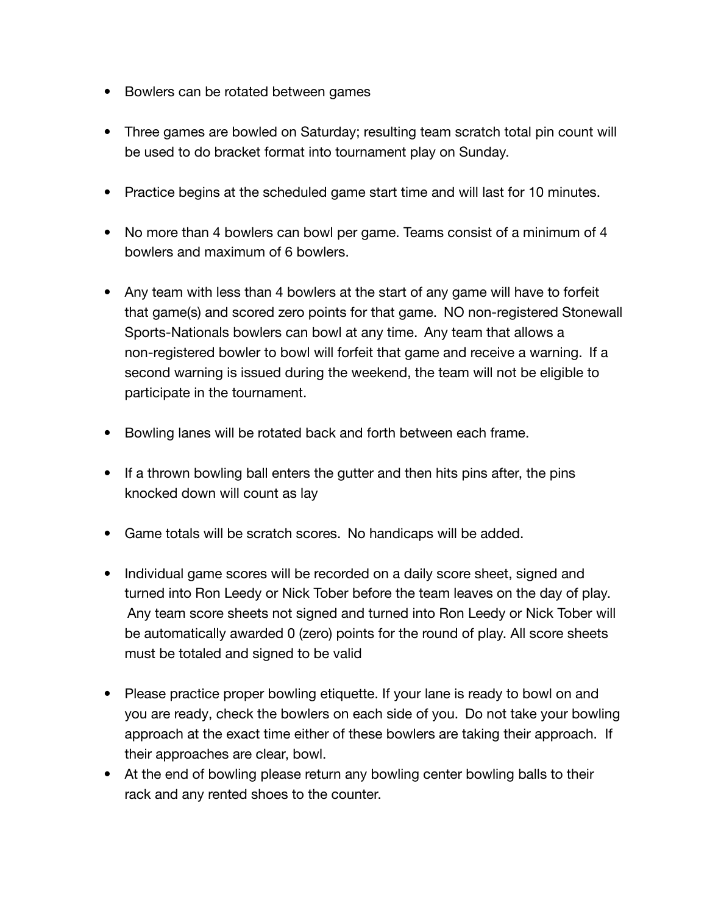- Bowlers can be rotated between games

- Three games are bowled on Saturday; resulting team scratch total pin count will be used to do bracket format into tournament play on Sunday.

- Practice begins at the scheduled game start time and will last for 10 minutes.

- No more than 4 bowlers can bowl per game. Teams consist of a minimum of 4 bowlers and maximum of 6 bowlers.

- Any team with less than 4 bowlers at the start of any game will have to forfeit that game(s) and scored zero points for that game. NO non-registered Stonewall Sports-Nationals bowlers can bowl at any time. Any team that allows a non-registered bowler to bowl will forfeit that game and receive a warning. If a second warning is issued during the weekend, the team will not be eligible to participate in the tournament.

- Bowling lanes will be rotated back and forth between each frame.

- If a thrown bowling ball enters the gutter and then hits pins after, the pins knocked down will count as lay

- Game totals will be scratch scores. No handicaps will be added.

- Individual game scores will be recorded on a daily score sheet, signed and turned into Ron Leedy or Nick Tober before the team leaves on the day of play. Any team score sheets not signed and turned into Ron Leedy or Nick Tober will be automatically awarded 0 (zero) points for the round of play. All score sheets must be totaled and signed to be valid

- Please practice proper bowling etiquette. If your lane is ready to bowl on and you are ready, check the bowlers on each side of you. Do not take your bowling approach at the exact time either of these bowlers are taking their approach. If their approaches are clear, bowl.
- At the end of bowling please return any bowling center bowling balls to their rack and any rented shoes to the counter.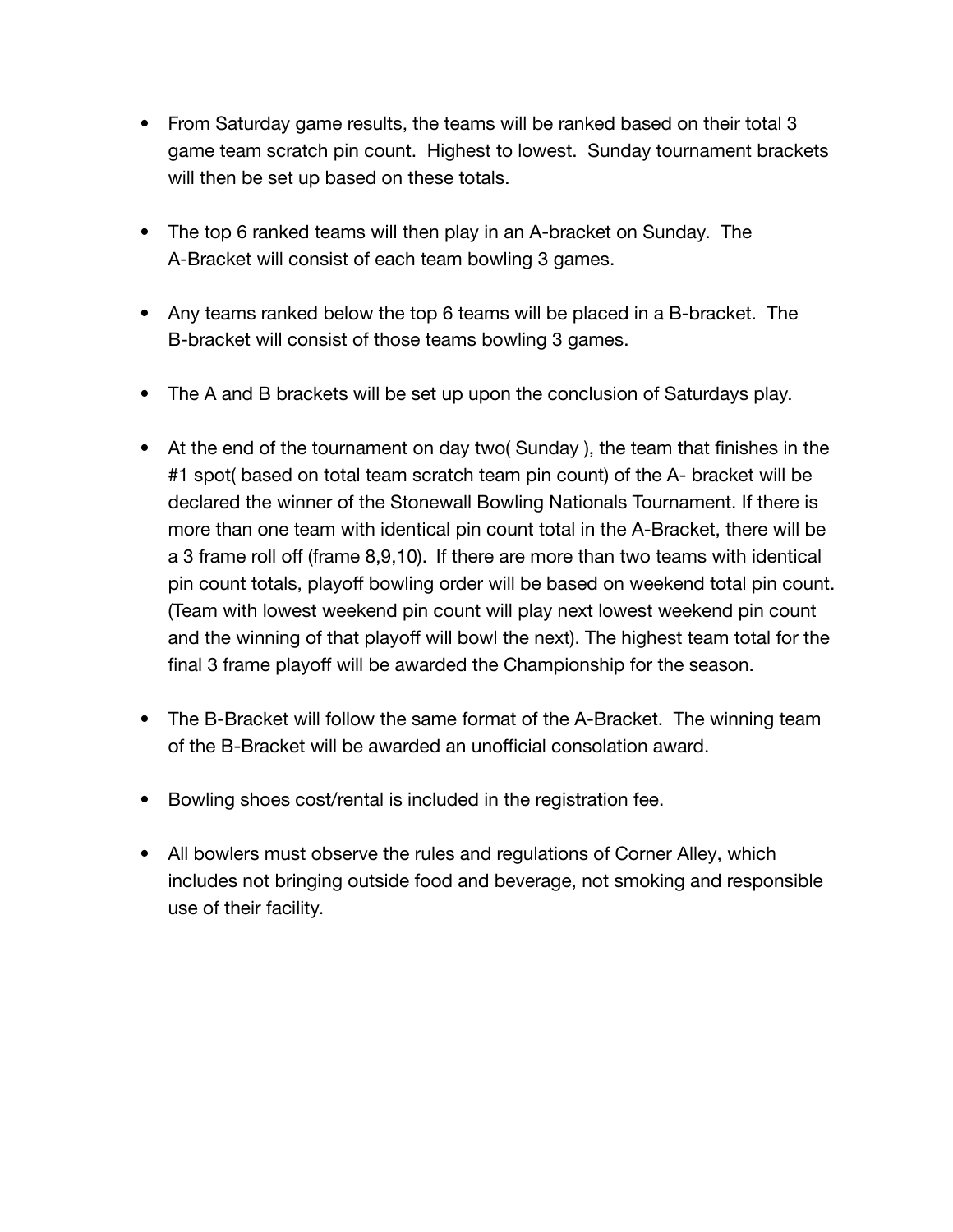- From Saturday game results, the teams will be ranked based on their total 3 game team scratch pin count. Highest to lowest. Sunday tournament brackets will then be set up based on these totals.

- The top 6 ranked teams will then play in an A-bracket on Sunday. The A-Bracket will consist of each team bowling 3 games.

- Any teams ranked below the top 6 teams will be placed in a B-bracket. The B-bracket will consist of those teams bowling 3 games.

- The A and B brackets will be set up upon the conclusion of Saturdays play.

- At the end of the tournament on day two( Sunday ), the team that finishes in the #1 spot( based on total team scratch team pin count) of the A- bracket will be declared the winner of the Stonewall Bowling Nationals Tournament. If there is more than one team with identical pin count total in the A-Bracket, there will be a 3 frame roll off (frame 8,9,10). If there are more than two teams with identical pin count totals, playoff bowling order will be based on weekend total pin count. (Team with lowest weekend pin count will play next lowest weekend pin count and the winning of that playoff will bowl the next). The highest team total for the final 3 frame playoff will be awarded the Championship for the season.

- The B-Bracket will follow the same format of the A-Bracket. The winning team of the B-Bracket will be awarded an unofficial consolation award.

- Bowling shoes cost/rental is included in the registration fee.

- All bowlers must observe the rules and regulations of Corner Alley, which includes not bringing outside food and beverage, not smoking and responsible use of their facility.